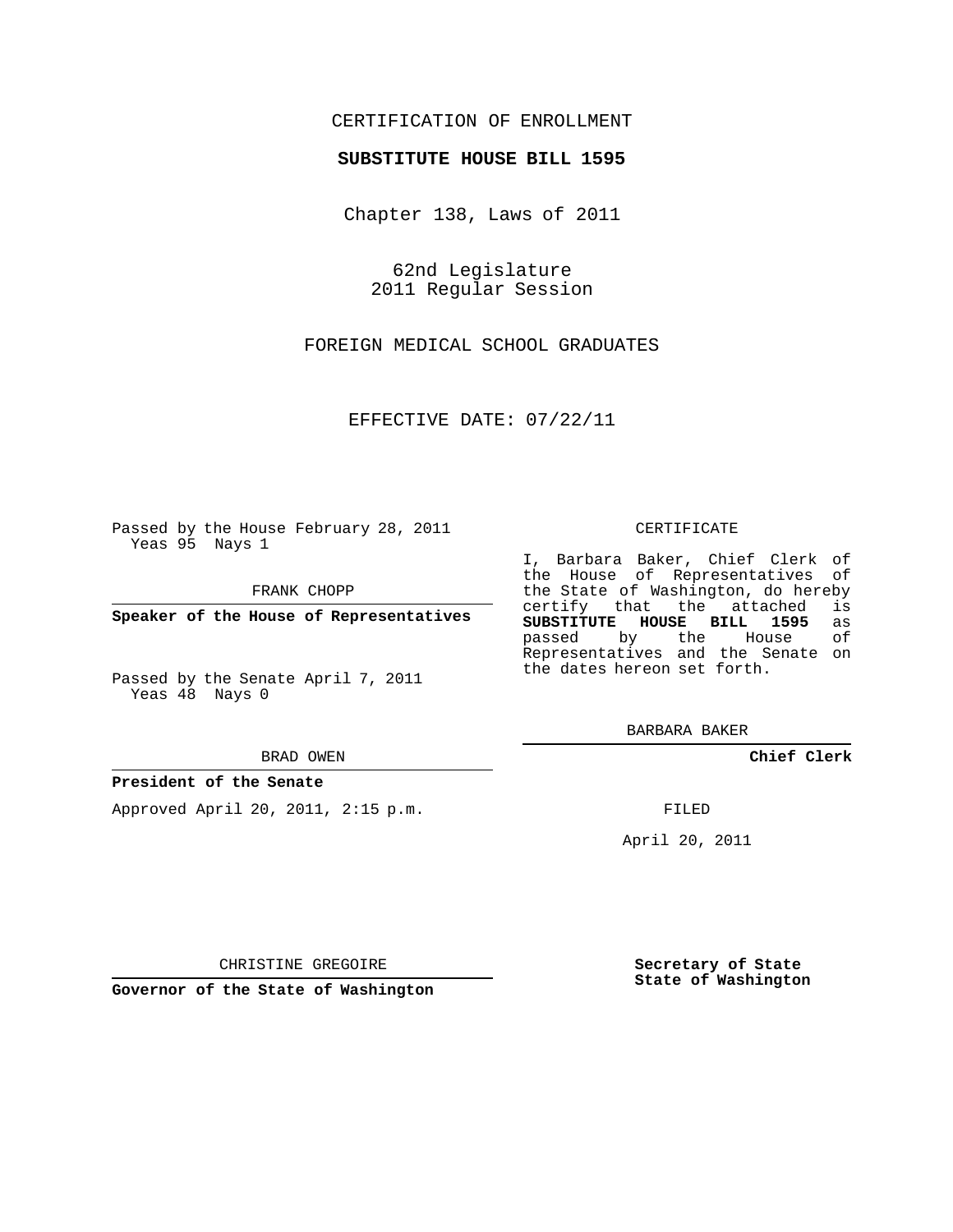CERTIFICATION OF ENROLLMENT

**SUBSTITUTE HOUSE BILL 1595**

Chapter 138, Laws of 2011

62nd Legislature
2011 Regular Session

FOREIGN MEDICAL SCHOOL GRADUATES

EFFECTIVE DATE: 07/22/11

Passed by the House February 28, 2011
Yeas 95 Nays 1

FRANK CHOPP

**Speaker of the House of Representatives**

Passed by the Senate April 7, 2011
Yeas 48 Nays 0

BRAD OWEN

**President of the Senate**

Approved April 20, 2011, 2:15 p.m.

CHRISTINE GREGOIRE

**Governor of the State of Washington**

CERTIFICATE

I, Barbara Baker, Chief Clerk of the House of Representatives of the State of Washington, do hereby certify that the attached is **SUBSTITUTE HOUSE BILL 1595** as passed by the House of Representatives and the Senate on the dates hereon set forth.

BARBARA BAKER

**Chief Clerk**

FILED

April 20, 2011

**Secretary of State**
**State of Washington**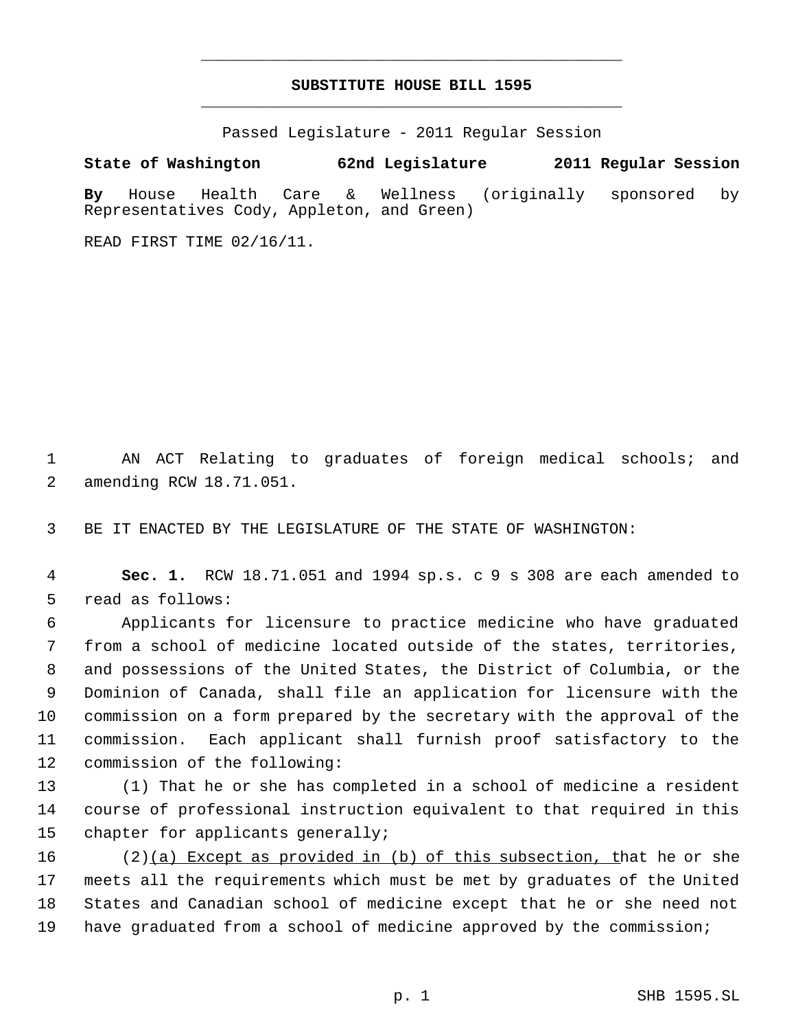# SUBSTITUTE HOUSE BILL 1595

Passed Legislature - 2011 Regular Session

**State of Washington 62nd Legislature 2011 Regular Session**

**By** House Health Care & Wellness (originally sponsored by Representatives Cody, Appleton, and Green)

READ FIRST TIME 02/16/11.

AN ACT Relating to graduates of foreign medical schools; and amending RCW 18.71.051.

BE IT ENACTED BY THE LEGISLATURE OF THE STATE OF WASHINGTON:

**Sec. 1.** RCW 18.71.051 and 1994 sp.s. c 9 s 308 are each amended to read as follows:

Applicants for licensure to practice medicine who have graduated from a school of medicine located outside of the states, territories, and possessions of the United States, the District of Columbia, or the Dominion of Canada, shall file an application for licensure with the commission on a form prepared by the secretary with the approval of the commission. Each applicant shall furnish proof satisfactory to the commission of the following:

(1) That he or she has completed in a school of medicine a resident course of professional instruction equivalent to that required in this chapter for applicants generally;

(2)<u>(a) Except as provided in (b) of this subsection, t</u>hat he or she meets all the requirements which must be met by graduates of the United States and Canadian school of medicine except that he or she need not have graduated from a school of medicine approved by the commission;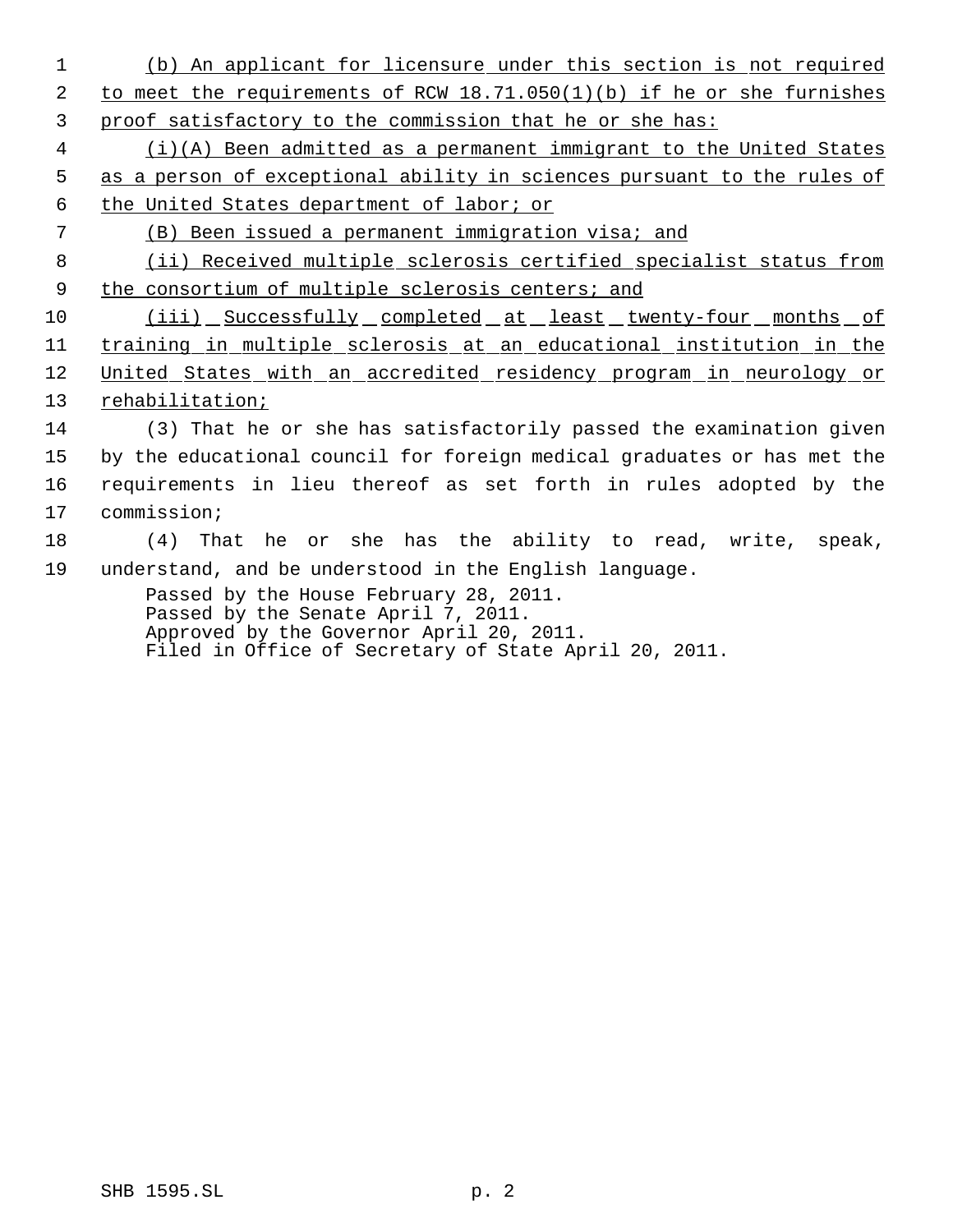(b) An applicant for licensure under this section is not required to meet the requirements of RCW 18.71.050(1)(b) if he or she furnishes proof satisfactory to the commission that he or she has:

(i)(A) Been admitted as a permanent immigrant to the United States as a person of exceptional ability in sciences pursuant to the rules of the United States department of labor; or

(B) Been issued a permanent immigration visa; and

(ii) Received multiple sclerosis certified specialist status from the consortium of multiple sclerosis centers; and

(iii) Successfully completed at least twenty-four months of training in multiple sclerosis at an educational institution in the United States with an accredited residency program in neurology or rehabilitation;

(3) That he or she has satisfactorily passed the examination given by the educational council for foreign medical graduates or has met the requirements in lieu thereof as set forth in rules adopted by the commission;

(4) That he or she has the ability to read, write, speak, understand, and be understood in the English language.

Passed by the House February 28, 2011.
Passed by the Senate April 7, 2011.
Approved by the Governor April 20, 2011.
Filed in Office of Secretary of State April 20, 2011.